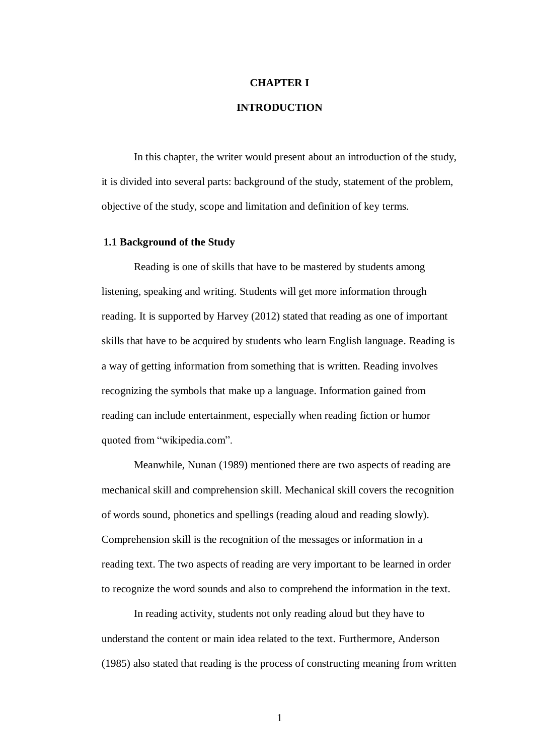# CHAPTER I

# INTRODUCTION

In this chapter, the writer would present about an introduction of the study, it is divided into several parts: background of the study, statement of the problem, objective of the study, scope and limitation and definition of key terms.

## 1.1 Background of the Study

Reading is one of skills that have to be mastered by students among listening, speaking and writing. Students will get more information through reading. It is supported by Harvey (2012) stated that reading as one of important skills that have to be acquired by students who learn English language. Reading is a way of getting information from something that is written. Reading involves recognizing the symbols that make up a language. Information gained from reading can include entertainment, especially when reading fiction or humor quoted from "wikipedia.com".

Meanwhile, Nunan (1989) mentioned there are two aspects of reading are mechanical skill and comprehension skill. Mechanical skill covers the recognition of words sound, phonetics and spellings (reading aloud and reading slowly). Comprehension skill is the recognition of the messages or information in a reading text. The two aspects of reading are very important to be learned in order to recognize the word sounds and also to comprehend the information in the text.

In reading activity, students not only reading aloud but they have to understand the content or main idea related to the text. Furthermore, Anderson (1985) also stated that reading is the process of constructing meaning from written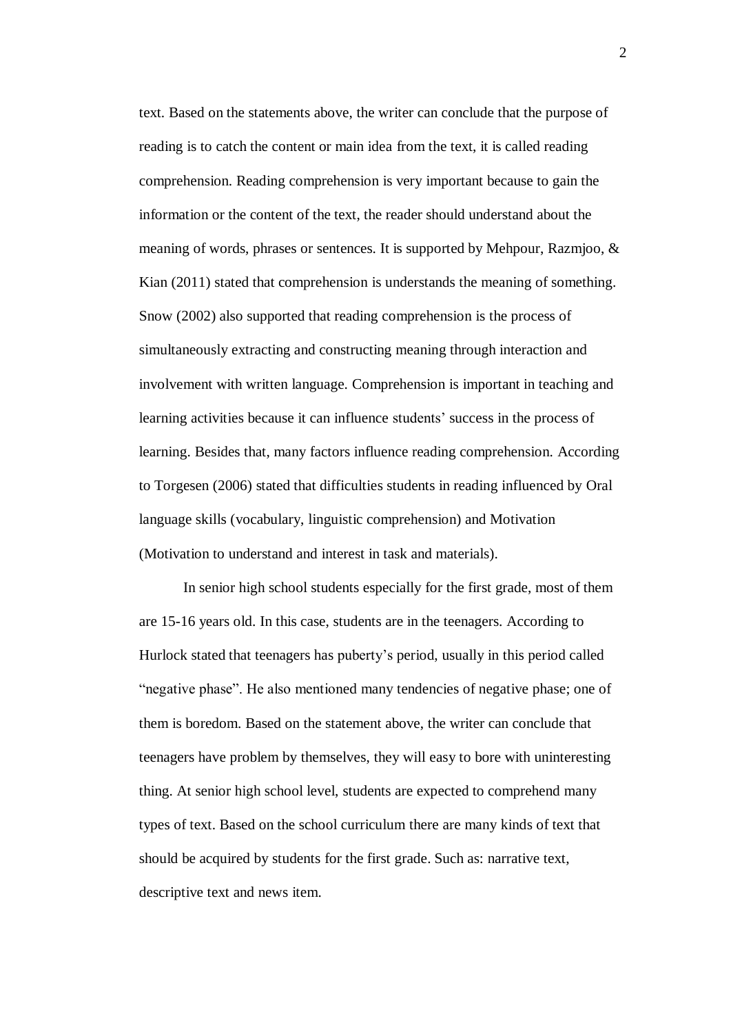text. Based on the statements above, the writer can conclude that the purpose of reading is to catch the content or main idea from the text, it is called reading comprehension. Reading comprehension is very important because to gain the information or the content of the text, the reader should understand about the meaning of words, phrases or sentences. It is supported by Mehpour, Razmjoo, & Kian (2011) stated that comprehension is understands the meaning of something. Snow (2002) also supported that reading comprehension is the process of simultaneously extracting and constructing meaning through interaction and involvement with written language. Comprehension is important in teaching and learning activities because it can influence students' success in the process of learning. Besides that, many factors influence reading comprehension. According to Torgesen (2006) stated that difficulties students in reading influenced by Oral language skills (vocabulary, linguistic comprehension) and Motivation (Motivation to understand and interest in task and materials).

In senior high school students especially for the first grade, most of them are 15-16 years old. In this case, students are in the teenagers. According to Hurlock stated that teenagers has puberty's period, usually in this period called "negative phase". He also mentioned many tendencies of negative phase; one of them is boredom. Based on the statement above, the writer can conclude that teenagers have problem by themselves, they will easy to bore with uninteresting thing. At senior high school level, students are expected to comprehend many types of text. Based on the school curriculum there are many kinds of text that should be acquired by students for the first grade. Such as: narrative text, descriptive text and news item.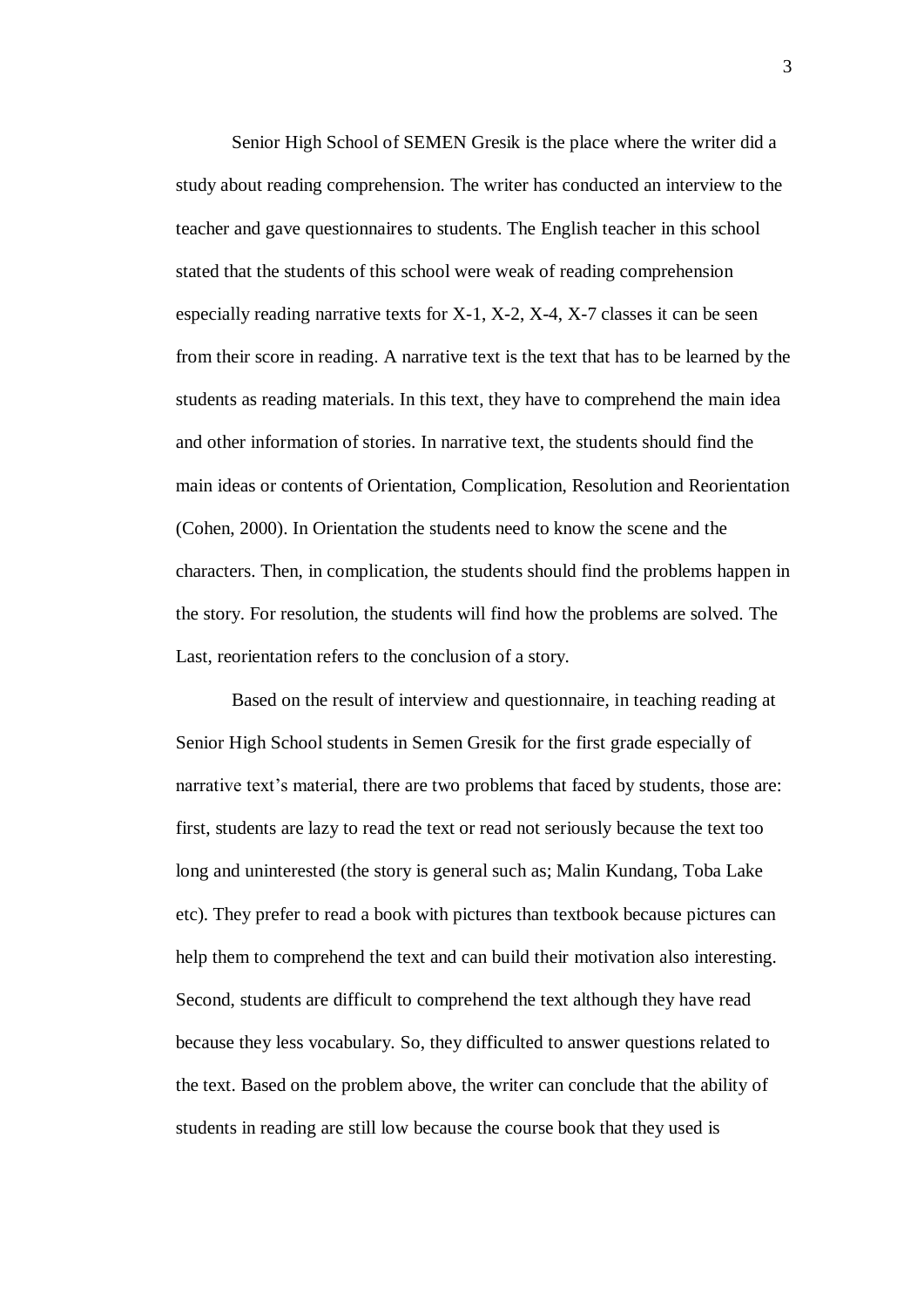Senior High School of SEMEN Gresik is the place where the writer did a study about reading comprehension. The writer has conducted an interview to the teacher and gave questionnaires to students. The English teacher in this school stated that the students of this school were weak of reading comprehension especially reading narrative texts for X-1, X-2, X-4, X-7 classes it can be seen from their score in reading. A narrative text is the text that has to be learned by the students as reading materials. In this text, they have to comprehend the main idea and other information of stories. In narrative text, the students should find the main ideas or contents of Orientation, Complication, Resolution and Reorientation (Cohen, 2000). In Orientation the students need to know the scene and the characters. Then, in complication, the students should find the problems happen in the story. For resolution, the students will find how the problems are solved. The Last, reorientation refers to the conclusion of a story.

Based on the result of interview and questionnaire, in teaching reading at Senior High School students in Semen Gresik for the first grade especially of narrative text's material, there are two problems that faced by students, those are: first, students are lazy to read the text or read not seriously because the text too long and uninterested (the story is general such as; Malin Kundang, Toba Lake etc). They prefer to read a book with pictures than textbook because pictures can help them to comprehend the text and can build their motivation also interesting. Second, students are difficult to comprehend the text although they have read because they less vocabulary. So, they difficulted to answer questions related to the text. Based on the problem above, the writer can conclude that the ability of students in reading are still low because the course book that they used is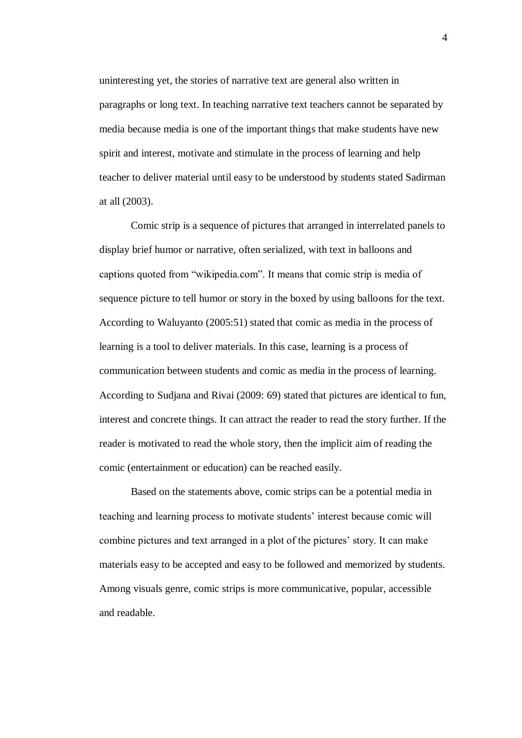uninteresting yet, the stories of narrative text are general also written in paragraphs or long text. In teaching narrative text teachers cannot be separated by media because media is one of the important things that make students have new spirit and interest, motivate and stimulate in the process of learning and help teacher to deliver material until easy to be understood by students stated Sadirman at all (2003).

Comic strip is a sequence of pictures that arranged in interrelated panels to display brief humor or narrative, often serialized, with text in balloons and captions quoted from "wikipedia.com". It means that comic strip is media of sequence picture to tell humor or story in the boxed by using balloons for the text. According to Waluyanto (2005:51) stated that comic as media in the process of learning is a tool to deliver materials. In this case, learning is a process of communication between students and comic as media in the process of learning. According to Sudjana and Rivai (2009: 69) stated that pictures are identical to fun, interest and concrete things. It can attract the reader to read the story further. If the reader is motivated to read the whole story, then the implicit aim of reading the comic (entertainment or education) can be reached easily.

Based on the statements above, comic strips can be a potential media in teaching and learning process to motivate students' interest because comic will combine pictures and text arranged in a plot of the pictures' story. It can make materials easy to be accepted and easy to be followed and memorized by students. Among visuals genre, comic strips is more communicative, popular, accessible and readable.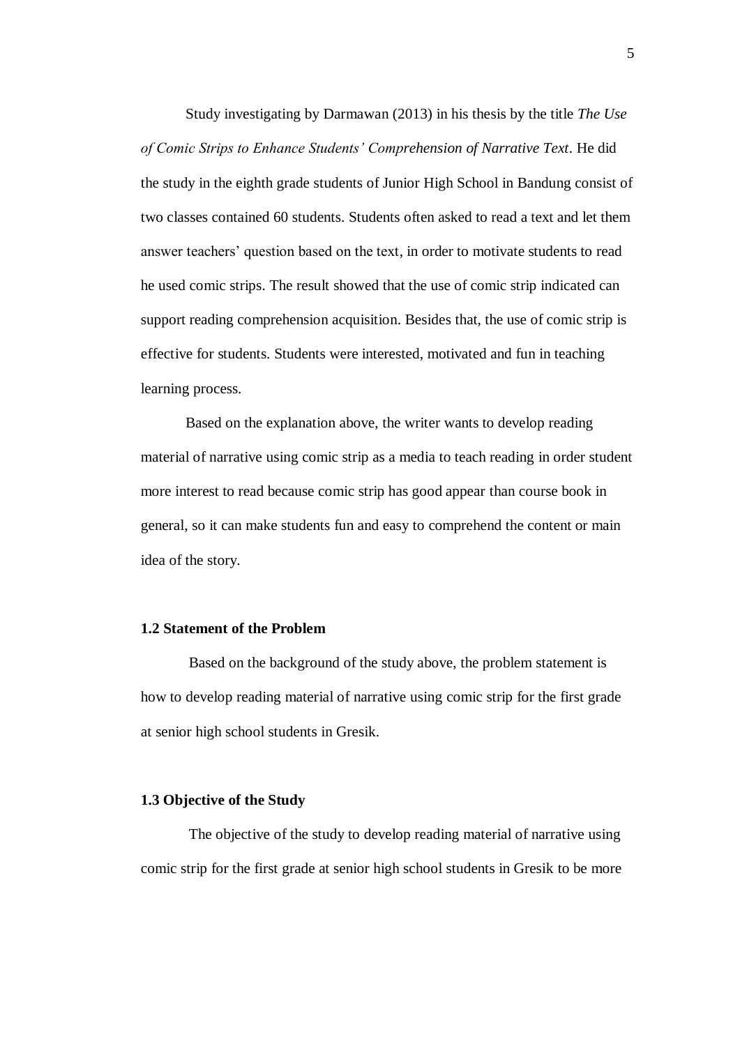Study investigating by Darmawan (2013) in his thesis by the title *The Use of Comic Strips to Enhance Students' Comprehension of Narrative Text*. He did the study in the eighth grade students of Junior High School in Bandung consist of two classes contained 60 students. Students often asked to read a text and let them answer teachers' question based on the text, in order to motivate students to read he used comic strips. The result showed that the use of comic strip indicated can support reading comprehension acquisition. Besides that, the use of comic strip is effective for students. Students were interested, motivated and fun in teaching learning process.

Based on the explanation above, the writer wants to develop reading material of narrative using comic strip as a media to teach reading in order student more interest to read because comic strip has good appear than course book in general, so it can make students fun and easy to comprehend the content or main idea of the story.

### 1.2 Statement of the Problem

Based on the background of the study above, the problem statement is how to develop reading material of narrative using comic strip for the first grade at senior high school students in Gresik.

### 1.3 Objective of the Study

The objective of the study to develop reading material of narrative using comic strip for the first grade at senior high school students in Gresik to be more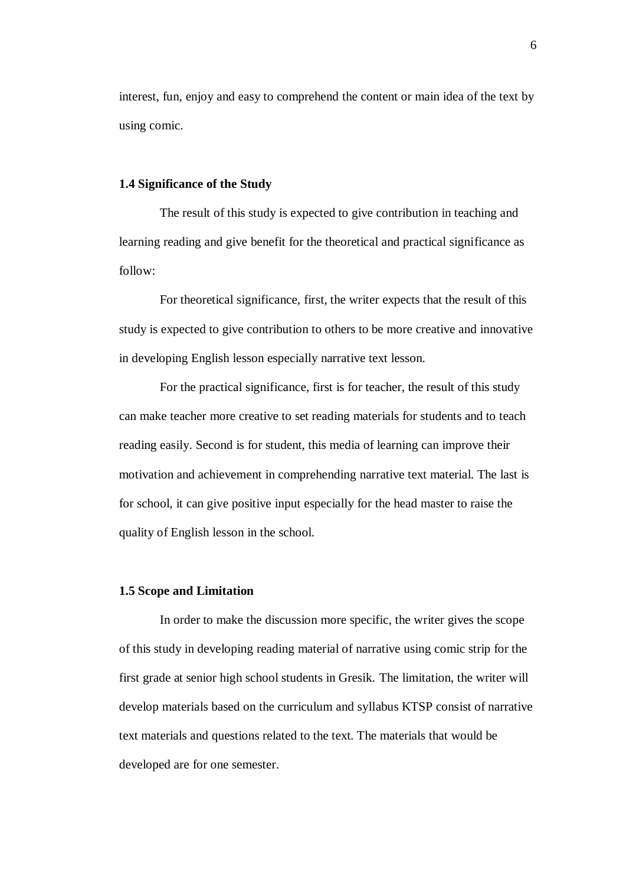interest, fun, enjoy and easy to comprehend the content or main idea of the text by using comic.

### 1.4 Significance of the Study

The result of this study is expected to give contribution in teaching and learning reading and give benefit for the theoretical and practical significance as follow:

For theoretical significance, first, the writer expects that the result of this study is expected to give contribution to others to be more creative and innovative in developing English lesson especially narrative text lesson.

For the practical significance, first is for teacher, the result of this study can make teacher more creative to set reading materials for students and to teach reading easily. Second is for student, this media of learning can improve their motivation and achievement in comprehending narrative text material. The last is for school, it can give positive input especially for the head master to raise the quality of English lesson in the school.

### 1.5 Scope and Limitation

In order to make the discussion more specific, the writer gives the scope of this study in developing reading material of narrative using comic strip for the first grade at senior high school students in Gresik. The limitation, the writer will develop materials based on the curriculum and syllabus KTSP consist of narrative text materials and questions related to the text. The materials that would be developed are for one semester.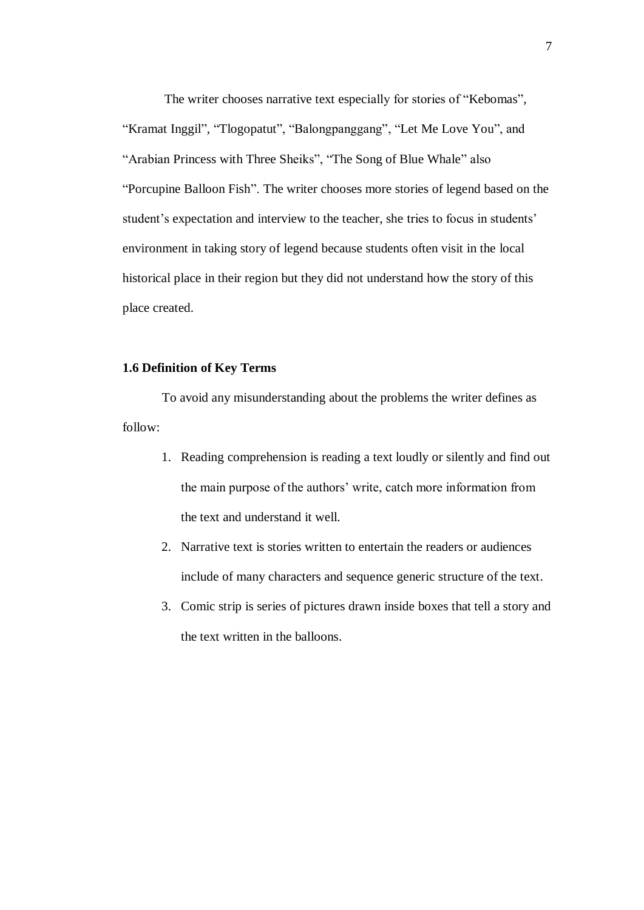The writer chooses narrative text especially for stories of “Kebomas”, “Kramat Inggil”, “Tlogopatut”, “Balongpanggang”, “Let Me Love You”, and “Arabian Princess with Three Sheiks”, “The Song of Blue Whale” also “Porcupine Balloon Fish”. The writer chooses more stories of legend based on the student’s expectation and interview to the teacher, she tries to focus in students’ environment in taking story of legend because students often visit in the local historical place in their region but they did not understand how the story of this place created.

### 1.6 Definition of Key Terms

To avoid any misunderstanding about the problems the writer defines as follow:

1. Reading comprehension is reading a text loudly or silently and find out the main purpose of the authors’ write, catch more information from the text and understand it well.
2. Narrative text is stories written to entertain the readers or audiences include of many characters and sequence generic structure of the text.
3. Comic strip is series of pictures drawn inside boxes that tell a story and the text written in the balloons.